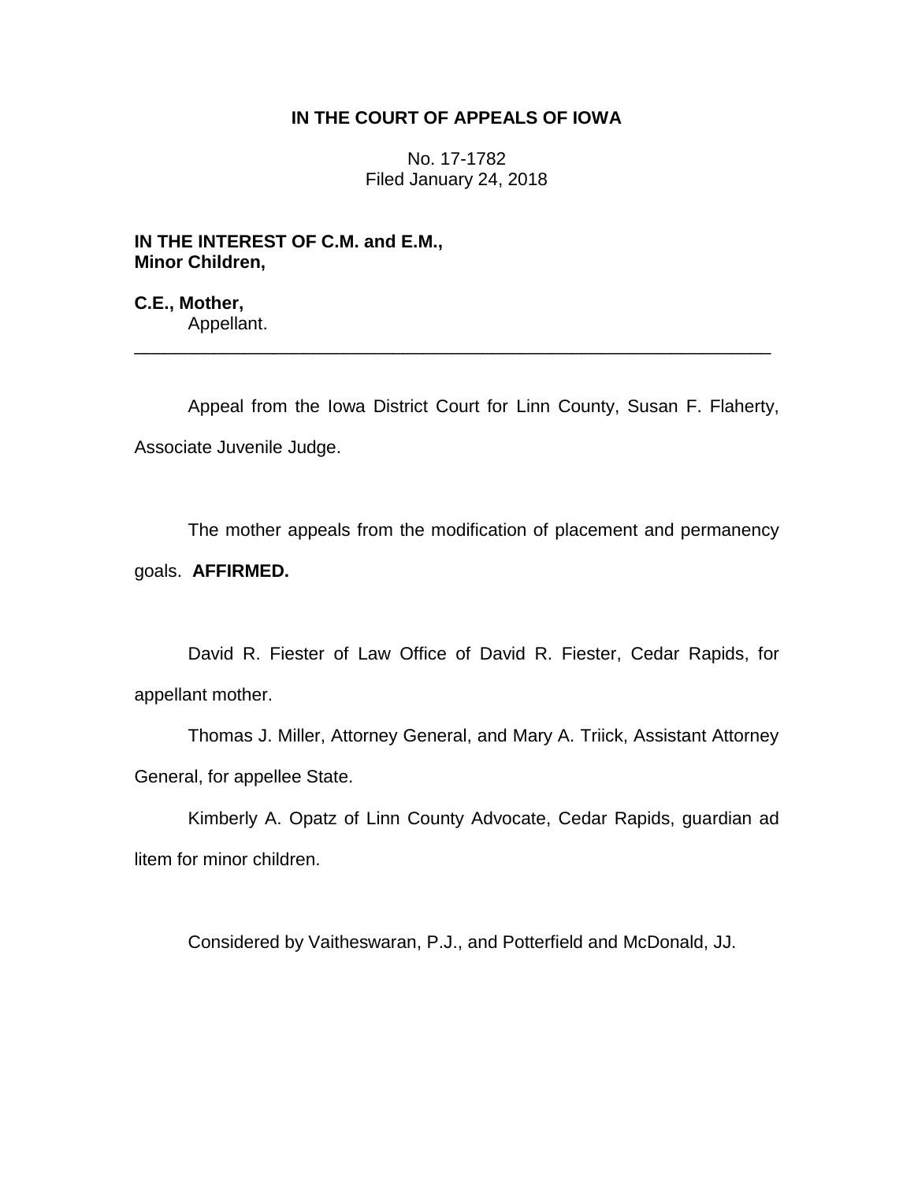**IN THE COURT OF APPEALS OF IOWA**

No. 17-1782
Filed January 24, 2018

**IN THE INTEREST OF C.M. and E.M., Minor Children,**

**C.E., Mother,**
Appellant.

---

Appeal from the Iowa District Court for Linn County, Susan F. Flaherty, Associate Juvenile Judge.

The mother appeals from the modification of placement and permanency goals. **AFFIRMED.**

David R. Fiester of Law Office of David R. Fiester, Cedar Rapids, for appellant mother.

Thomas J. Miller, Attorney General, and Mary A. Triick, Assistant Attorney General, for appellee State.

Kimberly A. Opatz of Linn County Advocate, Cedar Rapids, guardian ad litem for minor children.

Considered by Vaitheswaran, P.J., and Potterfield and McDonald, JJ.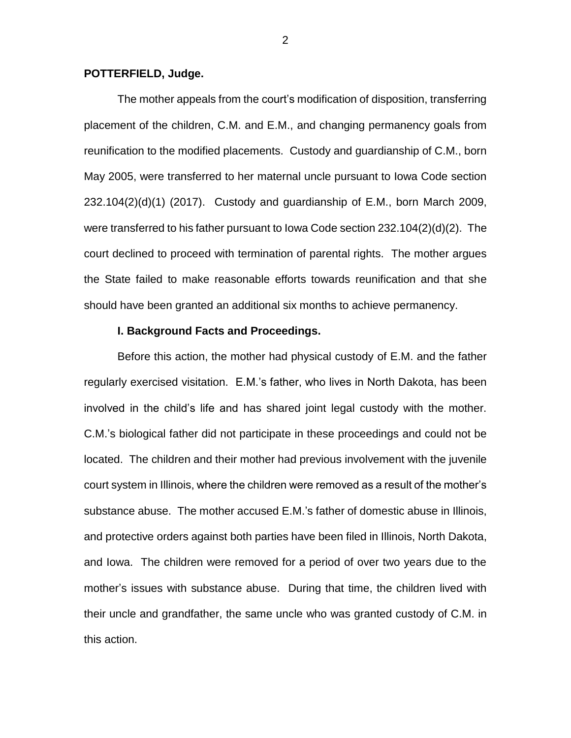**POTTERFIELD, Judge.**

The mother appeals from the court's modification of disposition, transferring placement of the children, C.M. and E.M., and changing permanency goals from reunification to the modified placements. Custody and guardianship of C.M., born May 2005, were transferred to her maternal uncle pursuant to Iowa Code section 232.104(2)(d)(1) (2017). Custody and guardianship of E.M., born March 2009, were transferred to his father pursuant to Iowa Code section 232.104(2)(d)(2). The court declined to proceed with termination of parental rights. The mother argues the State failed to make reasonable efforts towards reunification and that she should have been granted an additional six months to achieve permanency.

**I. Background Facts and Proceedings.**

Before this action, the mother had physical custody of E.M. and the father regularly exercised visitation. E.M.'s father, who lives in North Dakota, has been involved in the child's life and has shared joint legal custody with the mother. C.M.'s biological father did not participate in these proceedings and could not be located. The children and their mother had previous involvement with the juvenile court system in Illinois, where the children were removed as a result of the mother's substance abuse. The mother accused E.M.'s father of domestic abuse in Illinois, and protective orders against both parties have been filed in Illinois, North Dakota, and Iowa. The children were removed for a period of over two years due to the mother's issues with substance abuse. During that time, the children lived with their uncle and grandfather, the same uncle who was granted custody of C.M. in this action.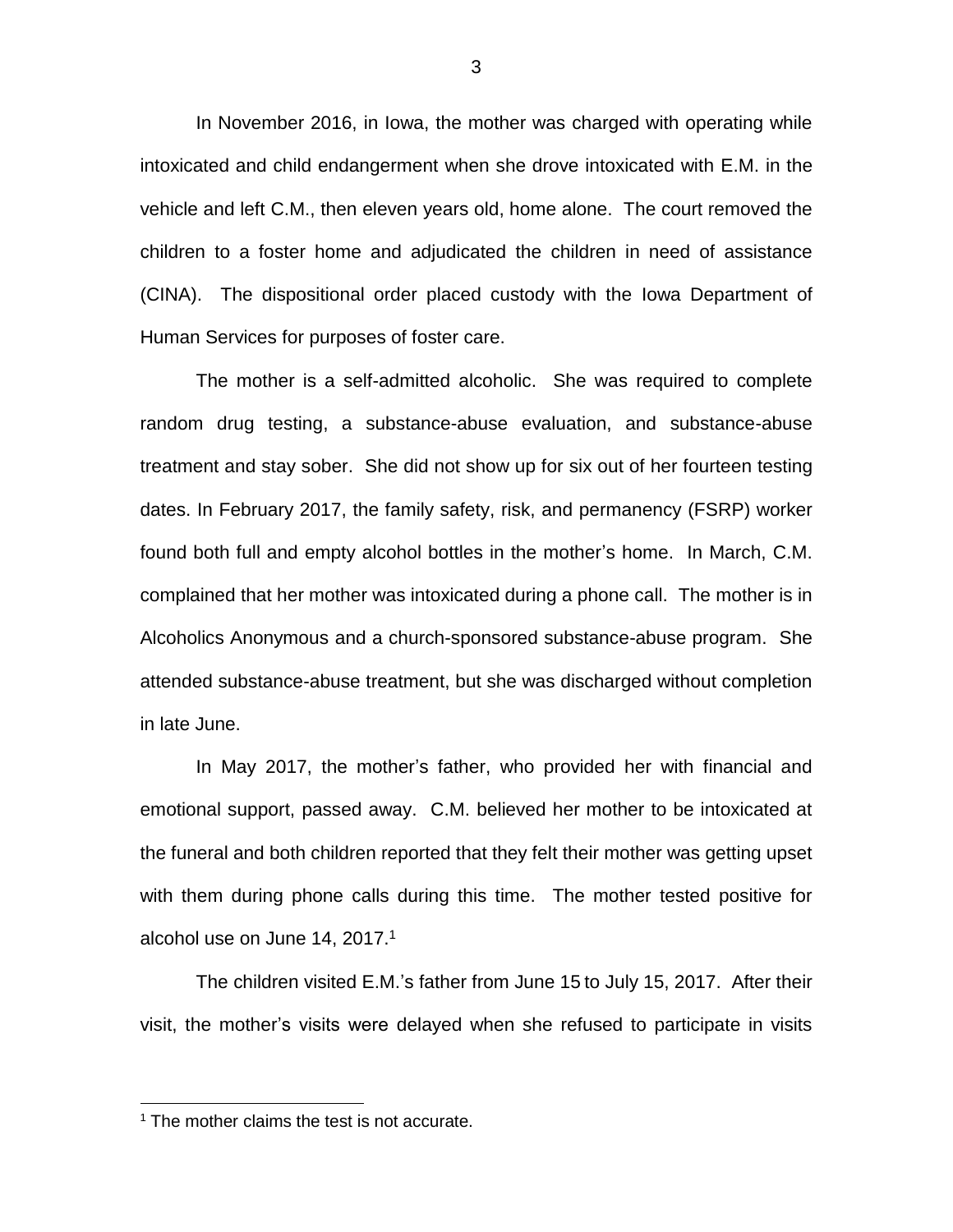In November 2016, in Iowa, the mother was charged with operating while intoxicated and child endangerment when she drove intoxicated with E.M. in the vehicle and left C.M., then eleven years old, home alone. The court removed the children to a foster home and adjudicated the children in need of assistance (CINA). The dispositional order placed custody with the Iowa Department of Human Services for purposes of foster care.

The mother is a self-admitted alcoholic. She was required to complete random drug testing, a substance-abuse evaluation, and substance-abuse treatment and stay sober. She did not show up for six out of her fourteen testing dates. In February 2017, the family safety, risk, and permanency (FSRP) worker found both full and empty alcohol bottles in the mother's home. In March, C.M. complained that her mother was intoxicated during a phone call. The mother is in Alcoholics Anonymous and a church-sponsored substance-abuse program. She attended substance-abuse treatment, but she was discharged without completion in late June.

In May 2017, the mother's father, who provided her with financial and emotional support, passed away. C.M. believed her mother to be intoxicated at the funeral and both children reported that they felt their mother was getting upset with them during phone calls during this time. The mother tested positive for alcohol use on June 14, 2017.[1]

The children visited E.M.'s father from June 15 to July 15, 2017. After their visit, the mother's visits were delayed when she refused to participate in visits

[1] The mother claims the test is not accurate.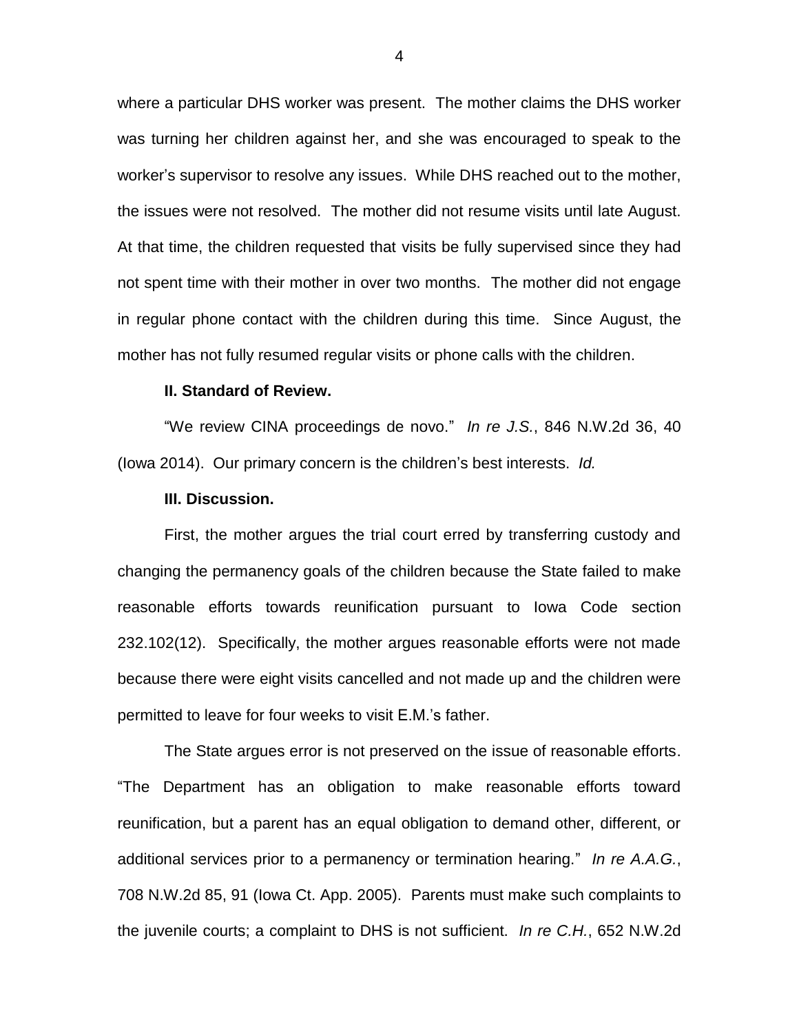where a particular DHS worker was present. The mother claims the DHS worker was turning her children against her, and she was encouraged to speak to the worker's supervisor to resolve any issues. While DHS reached out to the mother, the issues were not resolved. The mother did not resume visits until late August. At that time, the children requested that visits be fully supervised since they had not spent time with their mother in over two months. The mother did not engage in regular phone contact with the children during this time. Since August, the mother has not fully resumed regular visits or phone calls with the children.

**II. Standard of Review.**

"We review CINA proceedings de novo." *In re J.S.*, 846 N.W.2d 36, 40 (Iowa 2014). Our primary concern is the children's best interests. *Id.*

**III. Discussion.**

First, the mother argues the trial court erred by transferring custody and changing the permanency goals of the children because the State failed to make reasonable efforts towards reunification pursuant to Iowa Code section 232.102(12). Specifically, the mother argues reasonable efforts were not made because there were eight visits cancelled and not made up and the children were permitted to leave for four weeks to visit E.M.'s father.

The State argues error is not preserved on the issue of reasonable efforts. "The Department has an obligation to make reasonable efforts toward reunification, but a parent has an equal obligation to demand other, different, or additional services prior to a permanency or termination hearing." *In re A.A.G.*, 708 N.W.2d 85, 91 (Iowa Ct. App. 2005). Parents must make such complaints to the juvenile courts; a complaint to DHS is not sufficient. *In re C.H.*, 652 N.W.2d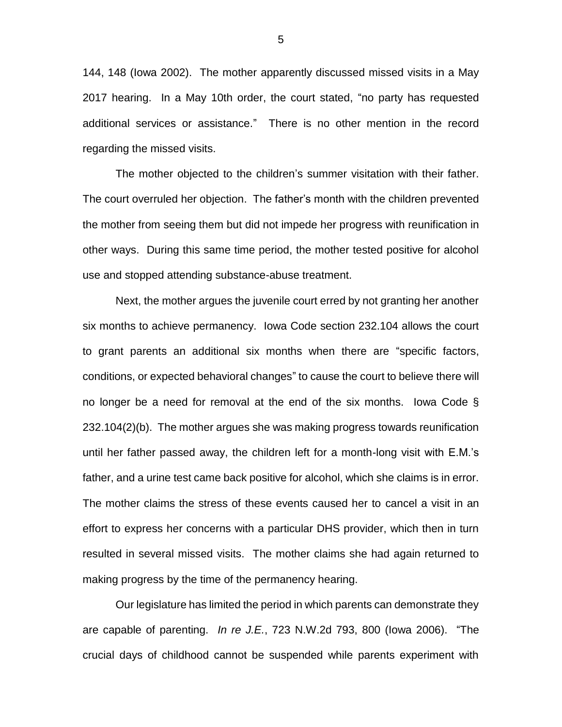144, 148 (Iowa 2002). The mother apparently discussed missed visits in a May 2017 hearing. In a May 10th order, the court stated, "no party has requested additional services or assistance." There is no other mention in the record regarding the missed visits.

The mother objected to the children's summer visitation with their father. The court overruled her objection. The father's month with the children prevented the mother from seeing them but did not impede her progress with reunification in other ways. During this same time period, the mother tested positive for alcohol use and stopped attending substance-abuse treatment.

Next, the mother argues the juvenile court erred by not granting her another six months to achieve permanency. Iowa Code section 232.104 allows the court to grant parents an additional six months when there are "specific factors, conditions, or expected behavioral changes" to cause the court to believe there will no longer be a need for removal at the end of the six months. Iowa Code § 232.104(2)(b). The mother argues she was making progress towards reunification until her father passed away, the children left for a month-long visit with E.M.'s father, and a urine test came back positive for alcohol, which she claims is in error. The mother claims the stress of these events caused her to cancel a visit in an effort to express her concerns with a particular DHS provider, which then in turn resulted in several missed visits. The mother claims she had again returned to making progress by the time of the permanency hearing.

Our legislature has limited the period in which parents can demonstrate they are capable of parenting. *In re J.E.*, 723 N.W.2d 793, 800 (Iowa 2006). "The crucial days of childhood cannot be suspended while parents experiment with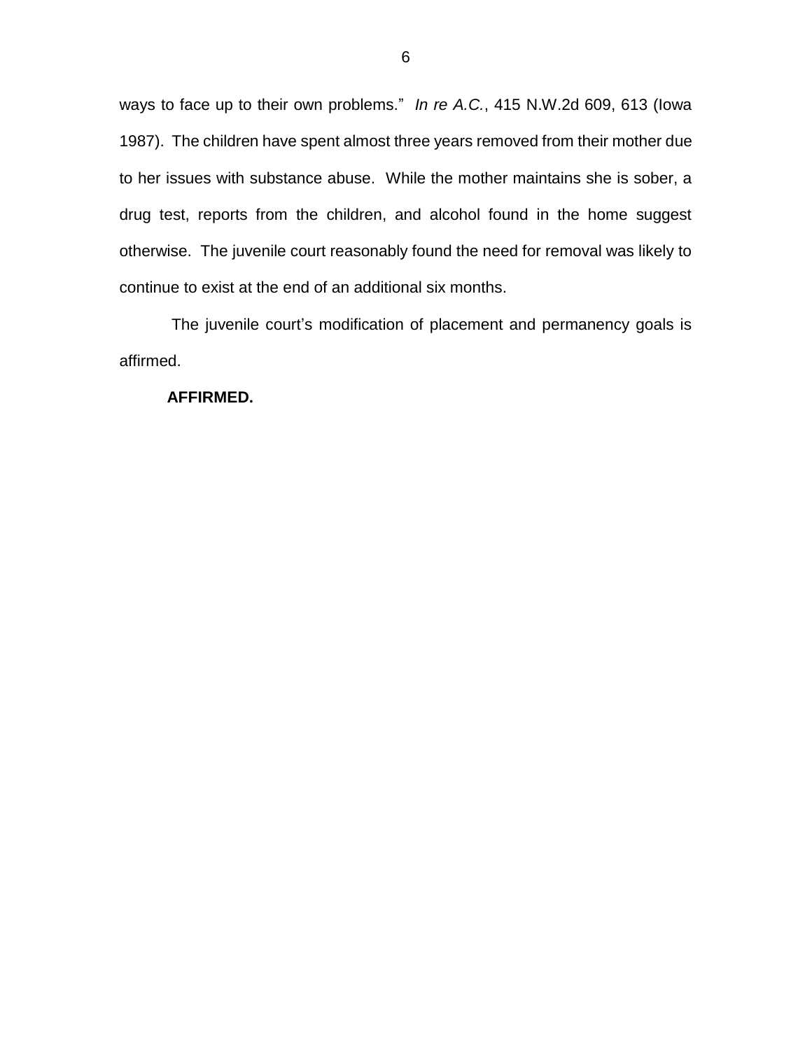ways to face up to their own problems." *In re A.C.*, 415 N.W.2d 609, 613 (Iowa 1987). The children have spent almost three years removed from their mother due to her issues with substance abuse. While the mother maintains she is sober, a drug test, reports from the children, and alcohol found in the home suggest otherwise. The juvenile court reasonably found the need for removal was likely to continue to exist at the end of an additional six months.

The juvenile court's modification of placement and permanency goals is affirmed.

**AFFIRMED.**